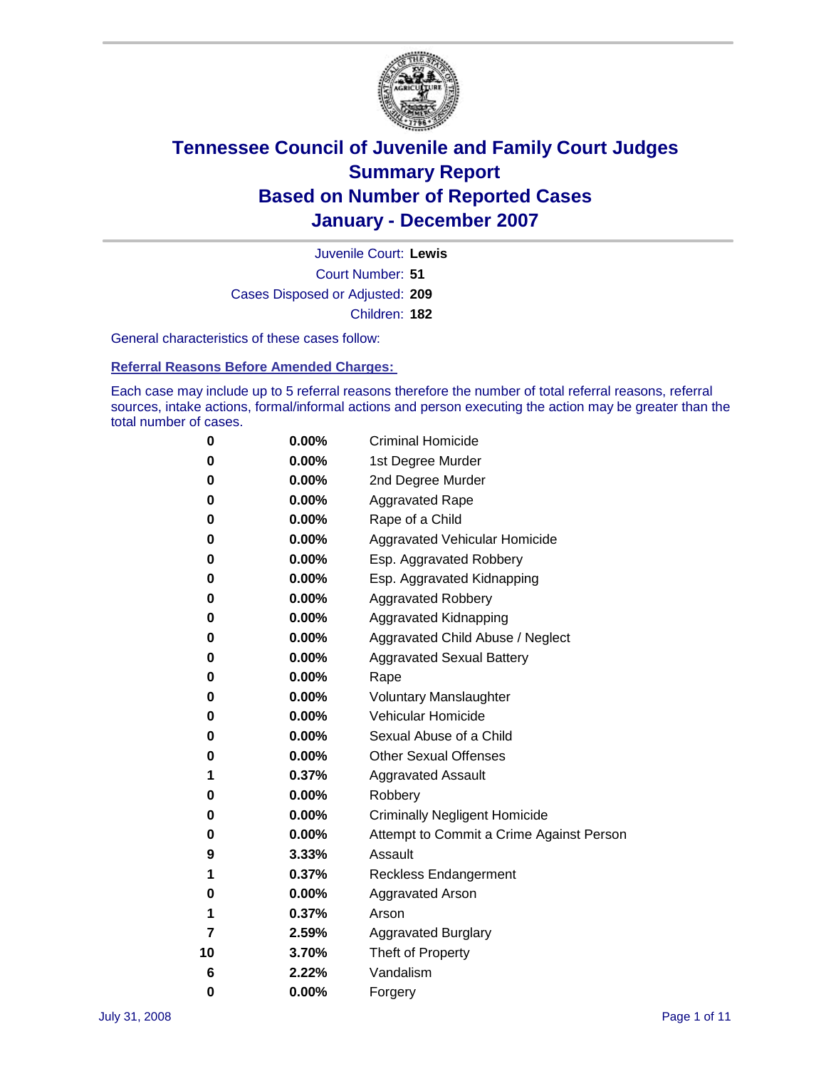# Tennessee Council of Juvenile and Family Court Judges
# Summary Report
# Based on Number of Reported Cases
# January - December 2007

Juvenile Court: **Lewis**

Court Number: **51**

Cases Disposed or Adjusted: **209**

Children: **182**

General characteristics of these cases follow:

## Referral Reasons Before Amended Charges:

Each case may include up to 5 referral reasons therefore the number of total referral reasons, referral sources, intake actions, formal/informal actions and person executing the action may be greater than the total number of cases.

| Count | Percent | Referral Reason |
|---|---|---|
| 0 | 0.00% | Criminal Homicide |
| 0 | 0.00% | 1st Degree Murder |
| 0 | 0.00% | 2nd Degree Murder |
| 0 | 0.00% | Aggravated Rape |
| 0 | 0.00% | Rape of a Child |
| 0 | 0.00% | Aggravated Vehicular Homicide |
| 0 | 0.00% | Esp. Aggravated Robbery |
| 0 | 0.00% | Esp. Aggravated Kidnapping |
| 0 | 0.00% | Aggravated Robbery |
| 0 | 0.00% | Aggravated Kidnapping |
| 0 | 0.00% | Aggravated Child Abuse / Neglect |
| 0 | 0.00% | Aggravated Sexual Battery |
| 0 | 0.00% | Rape |
| 0 | 0.00% | Voluntary Manslaughter |
| 0 | 0.00% | Vehicular Homicide |
| 0 | 0.00% | Sexual Abuse of a Child |
| 0 | 0.00% | Other Sexual Offenses |
| 1 | 0.37% | Aggravated Assault |
| 0 | 0.00% | Robbery |
| 0 | 0.00% | Criminally Negligent Homicide |
| 0 | 0.00% | Attempt to Commit a Crime Against Person |
| 9 | 3.33% | Assault |
| 1 | 0.37% | Reckless Endangerment |
| 0 | 0.00% | Aggravated Arson |
| 1 | 0.37% | Arson |
| 7 | 2.59% | Aggravated Burglary |
| 10 | 3.70% | Theft of Property |
| 6 | 2.22% | Vandalism |
| 0 | 0.00% | Forgery |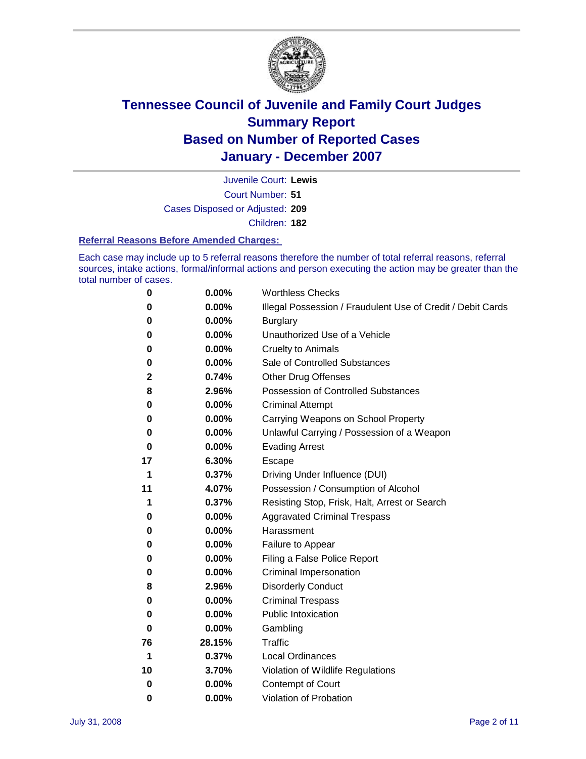# Tennessee Council of Juvenile and Family Court Judges
## Summary Report
## Based on Number of Reported Cases
## January - December 2007

Juvenile Court: **Lewis**

Court Number: **51**

Cases Disposed or Adjusted: **209**

Children: **182**

### Referral Reasons Before Amended Charges:

Each case may include up to 5 referral reasons therefore the number of total referral reasons, referral sources, intake actions, formal/informal actions and person executing the action may be greater than the total number of cases.

| Count | Percent | Referral Reason |
|---|---|---|
| 0 | 0.00% | Worthless Checks |
| 0 | 0.00% | Illegal Possession / Fraudulent Use of Credit / Debit Cards |
| 0 | 0.00% | Burglary |
| 0 | 0.00% | Unauthorized Use of a Vehicle |
| 0 | 0.00% | Cruelty to Animals |
| 0 | 0.00% | Sale of Controlled Substances |
| 2 | 0.74% | Other Drug Offenses |
| 8 | 2.96% | Possession of Controlled Substances |
| 0 | 0.00% | Criminal Attempt |
| 0 | 0.00% | Carrying Weapons on School Property |
| 0 | 0.00% | Unlawful Carrying / Possession of a Weapon |
| 0 | 0.00% | Evading Arrest |
| 17 | 6.30% | Escape |
| 1 | 0.37% | Driving Under Influence (DUI) |
| 11 | 4.07% | Possession / Consumption of Alcohol |
| 1 | 0.37% | Resisting Stop, Frisk, Halt, Arrest or Search |
| 0 | 0.00% | Aggravated Criminal Trespass |
| 0 | 0.00% | Harassment |
| 0 | 0.00% | Failure to Appear |
| 0 | 0.00% | Filing a False Police Report |
| 0 | 0.00% | Criminal Impersonation |
| 8 | 2.96% | Disorderly Conduct |
| 0 | 0.00% | Criminal Trespass |
| 0 | 0.00% | Public Intoxication |
| 0 | 0.00% | Gambling |
| 76 | 28.15% | Traffic |
| 1 | 0.37% | Local Ordinances |
| 10 | 3.70% | Violation of Wildlife Regulations |
| 0 | 0.00% | Contempt of Court |
| 0 | 0.00% | Violation of Probation |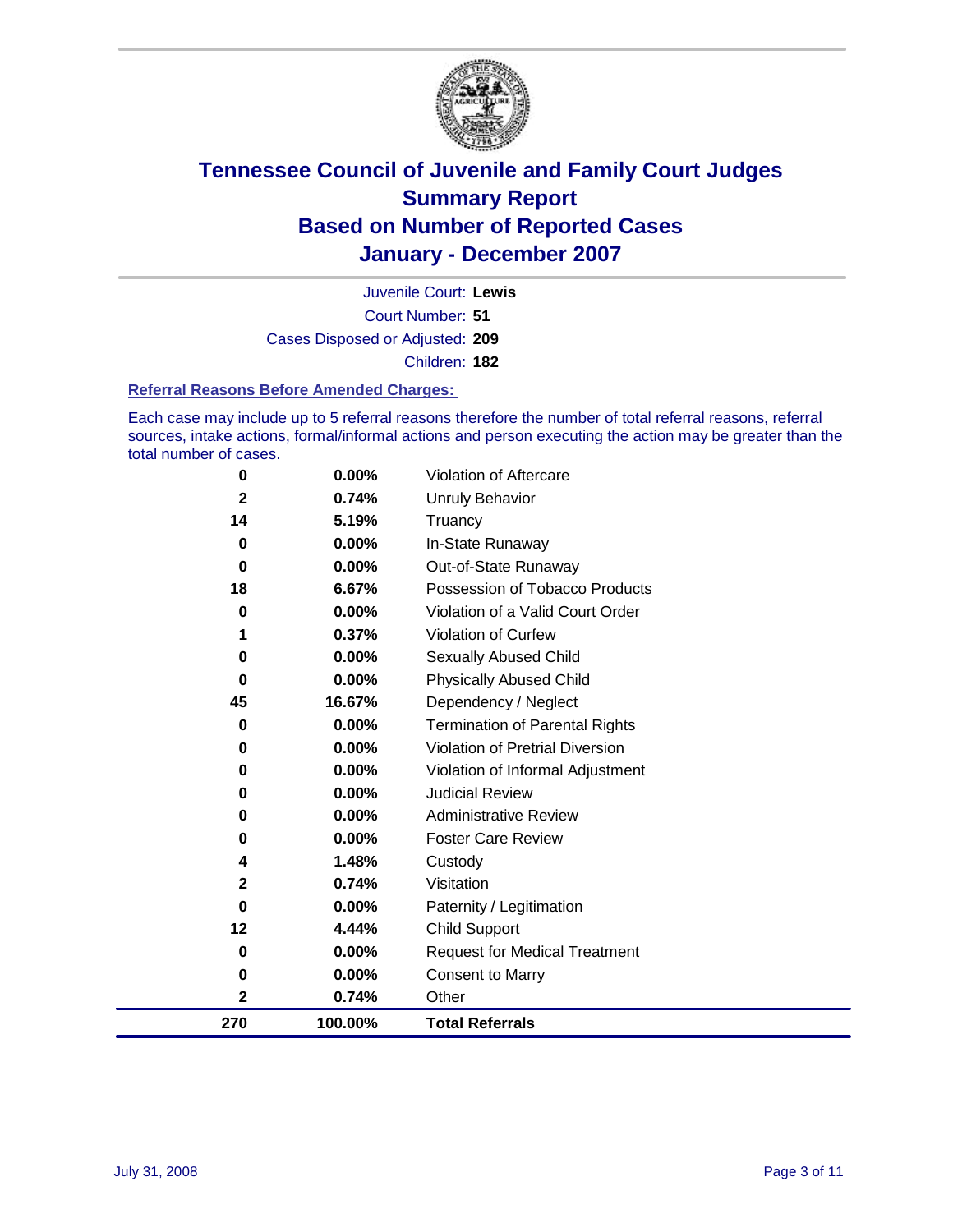# Tennessee Council of Juvenile and Family Court Judges
## Summary Report
## Based on Number of Reported Cases
## January - December 2007

Juvenile Court: **Lewis**

Court Number: **51**

Cases Disposed or Adjusted: **209**

Children: **182**

### Referral Reasons Before Amended Charges:

Each case may include up to 5 referral reasons therefore the number of total referral reasons, referral sources, intake actions, formal/informal actions and person executing the action may be greater than the total number of cases.

| Count | Percent | Referral Reason |
|---|---|---|
| 0 | 0.00% | Violation of Aftercare |
| 2 | 0.74% | Unruly Behavior |
| 14 | 5.19% | Truancy |
| 0 | 0.00% | In-State Runaway |
| 0 | 0.00% | Out-of-State Runaway |
| 18 | 6.67% | Possession of Tobacco Products |
| 0 | 0.00% | Violation of a Valid Court Order |
| 1 | 0.37% | Violation of Curfew |
| 0 | 0.00% | Sexually Abused Child |
| 0 | 0.00% | Physically Abused Child |
| 45 | 16.67% | Dependency / Neglect |
| 0 | 0.00% | Termination of Parental Rights |
| 0 | 0.00% | Violation of Pretrial Diversion |
| 0 | 0.00% | Violation of Informal Adjustment |
| 0 | 0.00% | Judicial Review |
| 0 | 0.00% | Administrative Review |
| 0 | 0.00% | Foster Care Review |
| 4 | 1.48% | Custody |
| 2 | 0.74% | Visitation |
| 0 | 0.00% | Paternity / Legitimation |
| 12 | 4.44% | Child Support |
| 0 | 0.00% | Request for Medical Treatment |
| 0 | 0.00% | Consent to Marry |
| 2 | 0.74% | Other |
| **270** | **100.00%** | **Total Referrals** |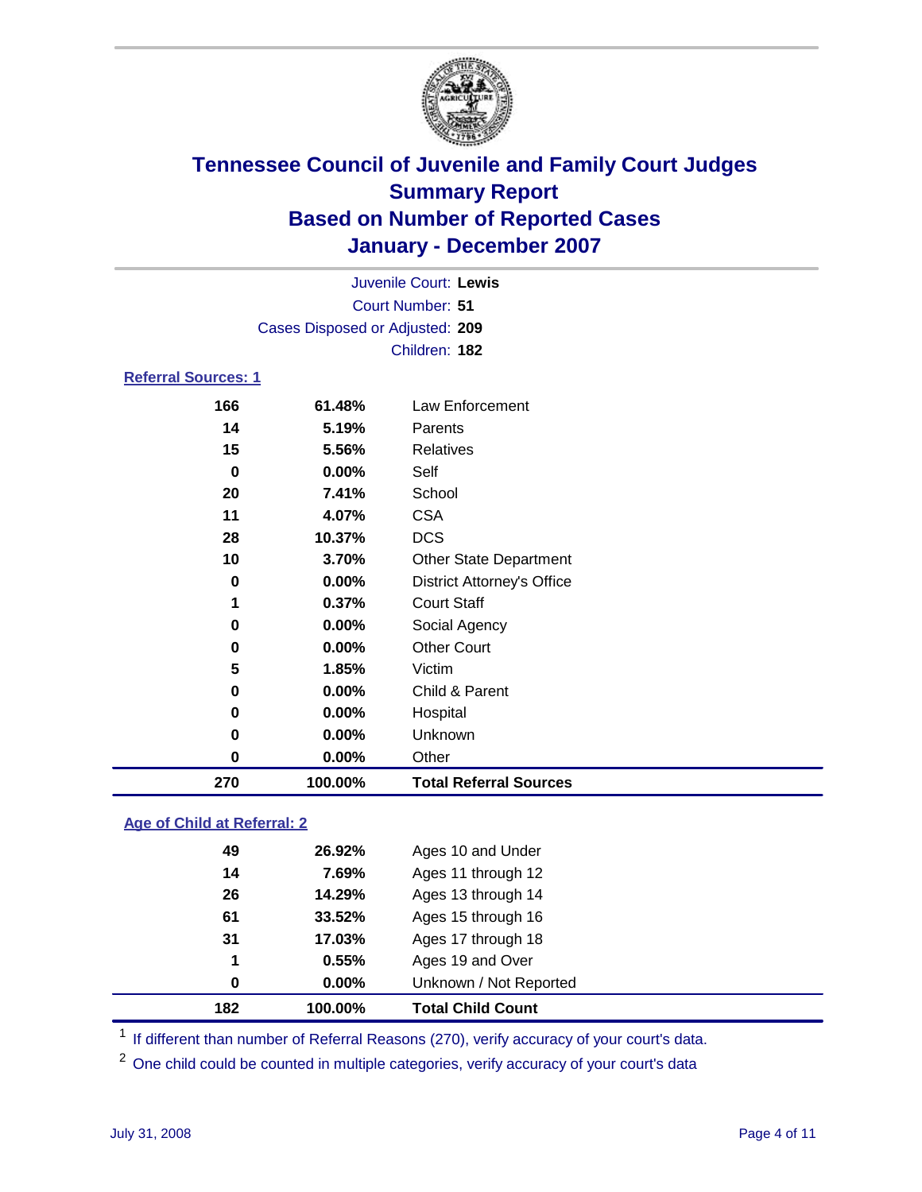# Tennessee Council of Juvenile and Family Court Judges
# Summary Report
# Based on Number of Reported Cases
# January - December 2007

Juvenile Court: **Lewis**

Court Number: **51**

Cases Disposed or Adjusted: **209**

Children: **182**

### Referral Sources: 1

| | | |
|---|---|---|
| 166 | 61.48% | Law Enforcement |
| 14 | 5.19% | Parents |
| 15 | 5.56% | Relatives |
| 0 | 0.00% | Self |
| 20 | 7.41% | School |
| 11 | 4.07% | CSA |
| 28 | 10.37% | DCS |
| 10 | 3.70% | Other State Department |
| 0 | 0.00% | District Attorney's Office |
| 1 | 0.37% | Court Staff |
| 0 | 0.00% | Social Agency |
| 0 | 0.00% | Other Court |
| 5 | 1.85% | Victim |
| 0 | 0.00% | Child & Parent |
| 0 | 0.00% | Hospital |
| 0 | 0.00% | Unknown |
| 0 | 0.00% | Other |
| **270** | **100.00%** | **Total Referral Sources** |

### Age of Child at Referral: 2

| | | |
|---|---|---|
| 49 | 26.92% | Ages 10 and Under |
| 14 | 7.69% | Ages 11 through 12 |
| 26 | 14.29% | Ages 13 through 14 |
| 61 | 33.52% | Ages 15 through 16 |
| 31 | 17.03% | Ages 17 through 18 |
| 1 | 0.55% | Ages 19 and Over |
| 0 | 0.00% | Unknown / Not Reported |
| **182** | **100.00%** | **Total Child Count** |

[1] If different than number of Referral Reasons (270), verify accuracy of your court's data.

[2] One child could be counted in multiple categories, verify accuracy of your court's data

July 31, 2008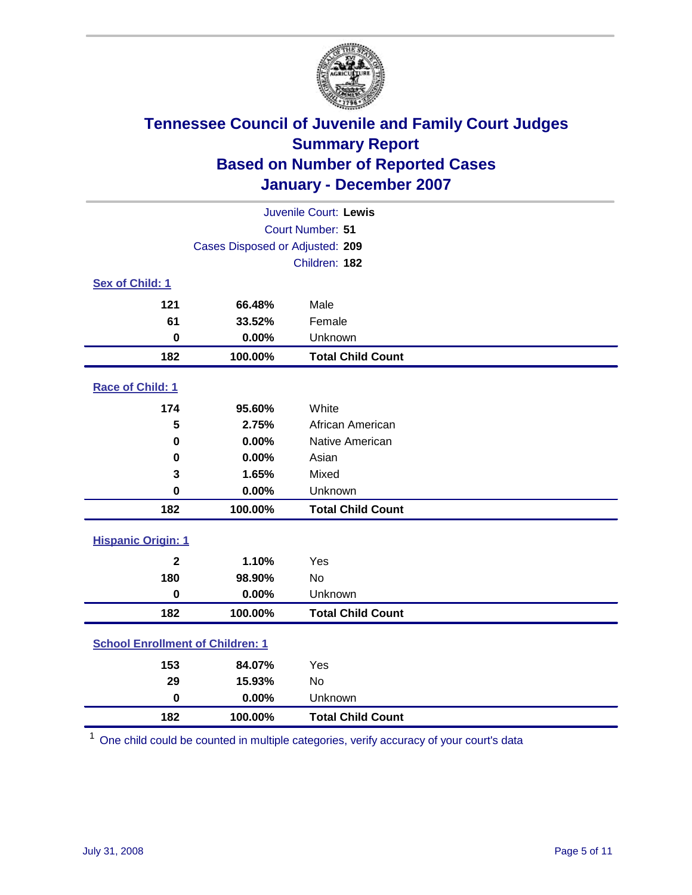# Tennessee Council of Juvenile and Family Court Judges
## Summary Report
## Based on Number of Reported Cases
## January - December 2007

Juvenile Court: **Lewis**
Court Number: **51**
Cases Disposed or Adjusted: **209**
Children: **182**

### Sex of Child: 1

| Count | Percent | Category |
|---|---|---|
| 121 | 66.48% | Male |
| 61 | 33.52% | Female |
| 0 | 0.00% | Unknown |
| **182** | **100.00%** | **Total Child Count** |

### Race of Child: 1

| Count | Percent | Category |
|---|---|---|
| 174 | 95.60% | White |
| 5 | 2.75% | African American |
| 0 | 0.00% | Native American |
| 0 | 0.00% | Asian |
| 3 | 1.65% | Mixed |
| 0 | 0.00% | Unknown |
| **182** | **100.00%** | **Total Child Count** |

### Hispanic Origin: 1

| Count | Percent | Category |
|---|---|---|
| 2 | 1.10% | Yes |
| 180 | 98.90% | No |
| 0 | 0.00% | Unknown |
| **182** | **100.00%** | **Total Child Count** |

### School Enrollment of Children: 1

| Count | Percent | Category |
|---|---|---|
| 153 | 84.07% | Yes |
| 29 | 15.93% | No |
| 0 | 0.00% | Unknown |
| **182** | **100.00%** | **Total Child Count** |

[1] One child could be counted in multiple categories, verify accuracy of your court's data

July 31, 2008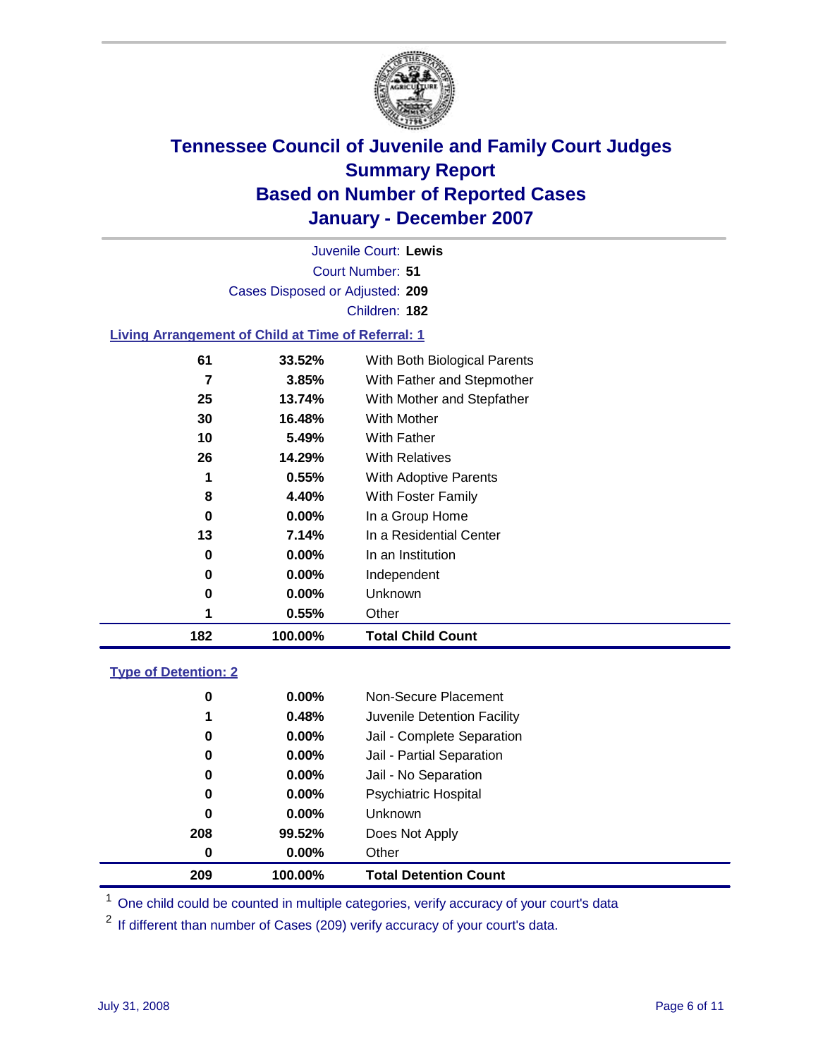# Tennessee Council of Juvenile and Family Court Judges
## Summary Report
## Based on Number of Reported Cases
## January - December 2007

Juvenile Court: **Lewis**

Court Number: **51**

Cases Disposed or Adjusted: **209**

Children: **182**

### Living Arrangement of Child at Time of Referral: 1

| Count | Percent | Category |
|---|---|---|
| 61 | 33.52% | With Both Biological Parents |
| 7 | 3.85% | With Father and Stepmother |
| 25 | 13.74% | With Mother and Stepfather |
| 30 | 16.48% | With Mother |
| 10 | 5.49% | With Father |
| 26 | 14.29% | With Relatives |
| 1 | 0.55% | With Adoptive Parents |
| 8 | 4.40% | With Foster Family |
| 0 | 0.00% | In a Group Home |
| 13 | 7.14% | In a Residential Center |
| 0 | 0.00% | In an Institution |
| 0 | 0.00% | Independent |
| 0 | 0.00% | Unknown |
| 1 | 0.55% | Other |
| **182** | **100.00%** | **Total Child Count** |

### Type of Detention: 2

| Count | Percent | Category |
|---|---|---|
| 0 | 0.00% | Non-Secure Placement |
| 1 | 0.48% | Juvenile Detention Facility |
| 0 | 0.00% | Jail - Complete Separation |
| 0 | 0.00% | Jail - Partial Separation |
| 0 | 0.00% | Jail - No Separation |
| 0 | 0.00% | Psychiatric Hospital |
| 0 | 0.00% | Unknown |
| 208 | 99.52% | Does Not Apply |
| 0 | 0.00% | Other |
| **209** | **100.00%** | **Total Detention Count** |

[1] One child could be counted in multiple categories, verify accuracy of your court's data

[2] If different than number of Cases (209) verify accuracy of your court's data.

July 31, 2008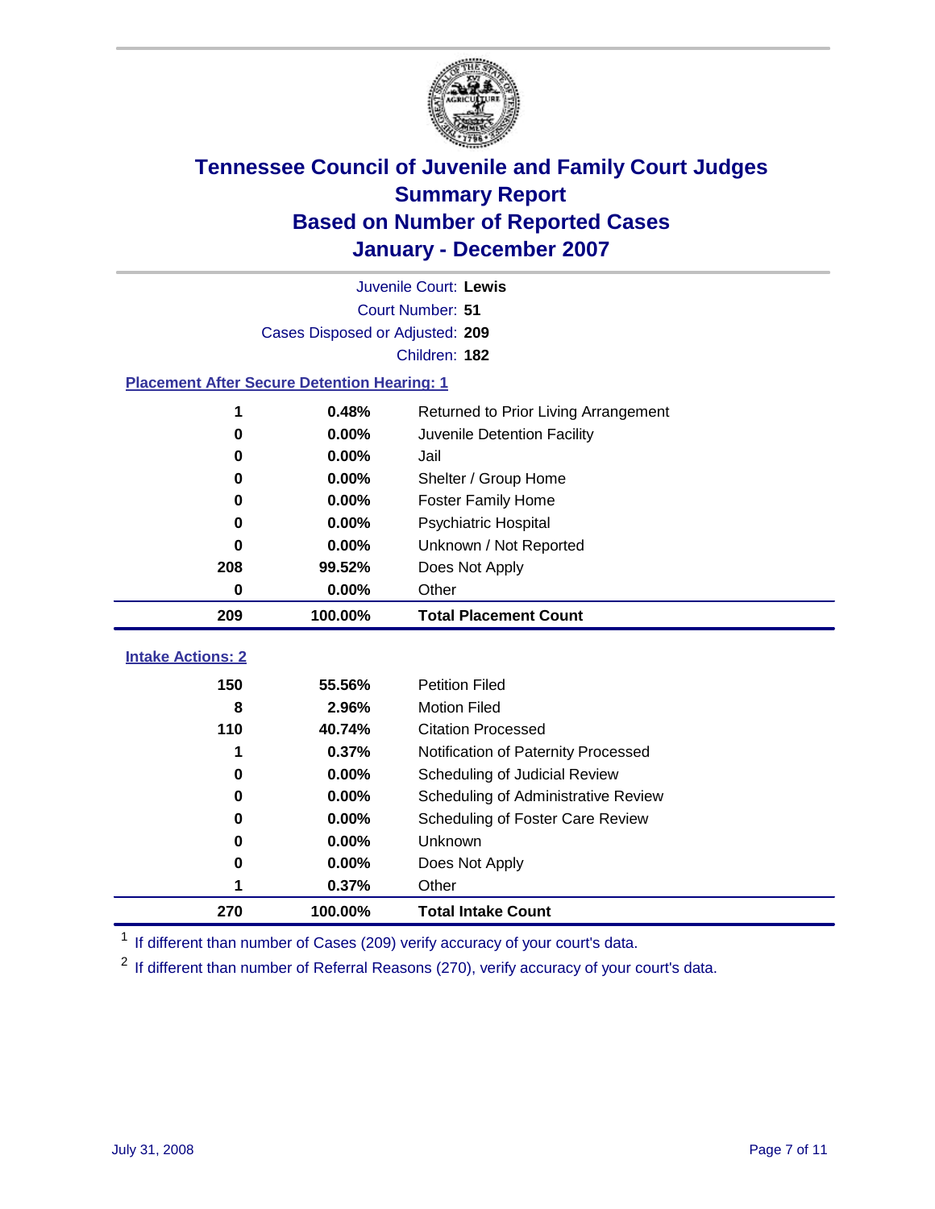# Tennessee Council of Juvenile and Family Court Judges
## Summary Report
## Based on Number of Reported Cases
## January - December 2007

Juvenile Court: **Lewis**
Court Number: **51**
Cases Disposed or Adjusted: **209**
Children: **182**

### Placement After Secure Detention Hearing: 1

| Count | Percent | Placement |
|---|---|---|
| 1 | 0.48% | Returned to Prior Living Arrangement |
| 0 | 0.00% | Juvenile Detention Facility |
| 0 | 0.00% | Jail |
| 0 | 0.00% | Shelter / Group Home |
| 0 | 0.00% | Foster Family Home |
| 0 | 0.00% | Psychiatric Hospital |
| 0 | 0.00% | Unknown / Not Reported |
| 208 | 99.52% | Does Not Apply |
| 0 | 0.00% | Other |
| **209** | **100.00%** | **Total Placement Count** |

### Intake Actions: 2

| Count | Percent | Intake Action |
|---|---|---|
| 150 | 55.56% | Petition Filed |
| 8 | 2.96% | Motion Filed |
| 110 | 40.74% | Citation Processed |
| 1 | 0.37% | Notification of Paternity Processed |
| 0 | 0.00% | Scheduling of Judicial Review |
| 0 | 0.00% | Scheduling of Administrative Review |
| 0 | 0.00% | Scheduling of Foster Care Review |
| 0 | 0.00% | Unknown |
| 0 | 0.00% | Does Not Apply |
| 1 | 0.37% | Other |
| **270** | **100.00%** | **Total Intake Count** |

[1] If different than number of Cases (209) verify accuracy of your court's data.

[2] If different than number of Referral Reasons (270), verify accuracy of your court's data.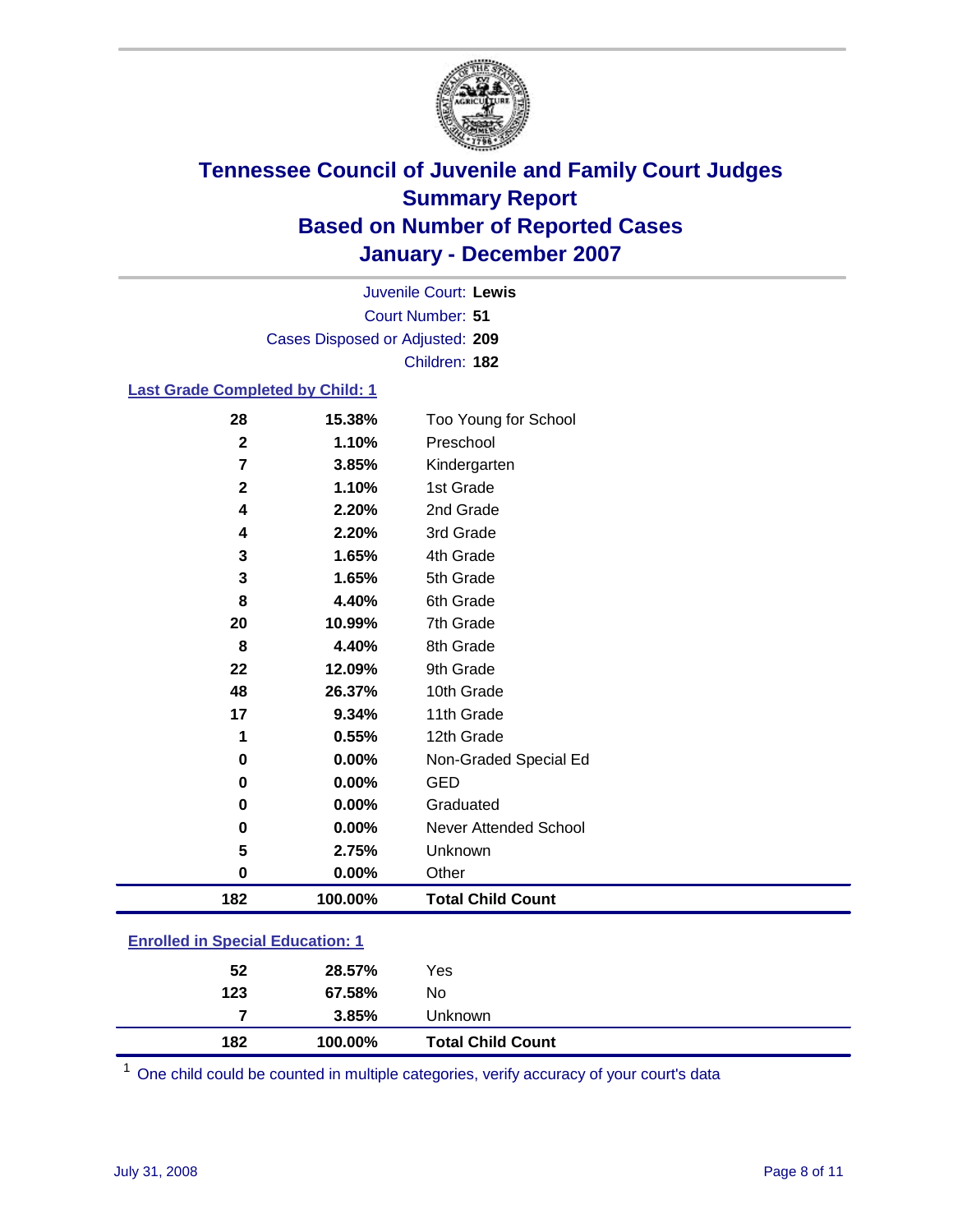# Tennessee Council of Juvenile and Family Court Judges
## Summary Report
## Based on Number of Reported Cases
## January - December 2007

Juvenile Court: **Lewis**
Court Number: **51**
Cases Disposed or Adjusted: **209**
Children: **182**

### Last Grade Completed by Child: 1

| Count | Percent | Category |
|---|---|---|
| 28 | 15.38% | Too Young for School |
| 2 | 1.10% | Preschool |
| 7 | 3.85% | Kindergarten |
| 2 | 1.10% | 1st Grade |
| 4 | 2.20% | 2nd Grade |
| 4 | 2.20% | 3rd Grade |
| 3 | 1.65% | 4th Grade |
| 3 | 1.65% | 5th Grade |
| 8 | 4.40% | 6th Grade |
| 20 | 10.99% | 7th Grade |
| 8 | 4.40% | 8th Grade |
| 22 | 12.09% | 9th Grade |
| 48 | 26.37% | 10th Grade |
| 17 | 9.34% | 11th Grade |
| 1 | 0.55% | 12th Grade |
| 0 | 0.00% | Non-Graded Special Ed |
| 0 | 0.00% | GED |
| 0 | 0.00% | Graduated |
| 0 | 0.00% | Never Attended School |
| 5 | 2.75% | Unknown |
| 0 | 0.00% | Other |
| **182** | **100.00%** | **Total Child Count** |

### Enrolled in Special Education: 1

| Count | Percent | Category |
|---|---|---|
| 52 | 28.57% | Yes |
| 123 | 67.58% | No |
| 7 | 3.85% | Unknown |
| **182** | **100.00%** | **Total Child Count** |

[1] One child could be counted in multiple categories, verify accuracy of your court's data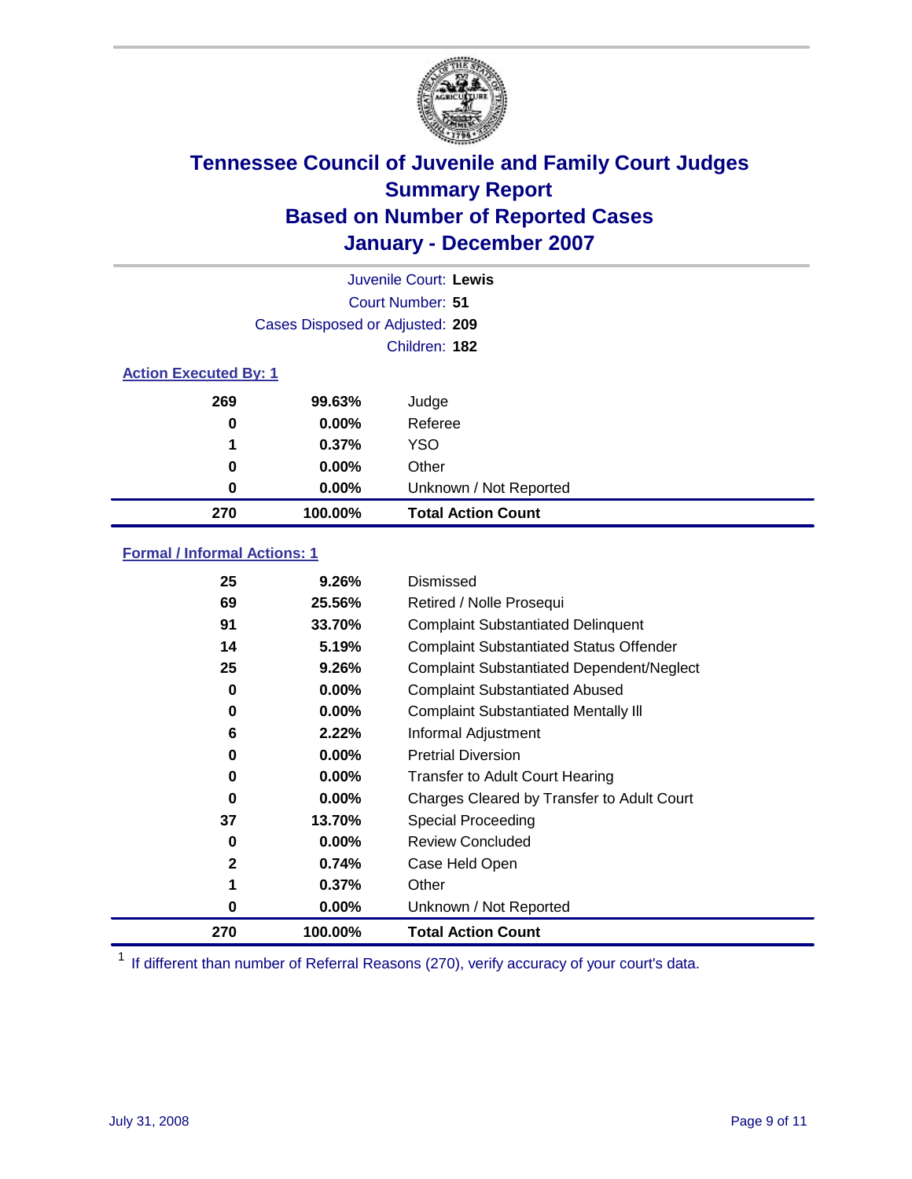# Tennessee Council of Juvenile and Family Court Judges
## Summary Report
## Based on Number of Reported Cases
## January - December 2007

Juvenile Court: **Lewis**
Court Number: **51**
Cases Disposed or Adjusted: **209**
Children: **182**

### Action Executed By: 1

| Count | Percent | Action |
|---|---|---|
| 269 | 99.63% | Judge |
| 0 | 0.00% | Referee |
| 1 | 0.37% | YSO |
| 0 | 0.00% | Other |
| 0 | 0.00% | Unknown / Not Reported |
| **270** | **100.00%** | **Total Action Count** |

### Formal / Informal Actions: 1

| Count | Percent | Action |
|---|---|---|
| 25 | 9.26% | Dismissed |
| 69 | 25.56% | Retired / Nolle Prosequi |
| 91 | 33.70% | Complaint Substantiated Delinquent |
| 14 | 5.19% | Complaint Substantiated Status Offender |
| 25 | 9.26% | Complaint Substantiated Dependent/Neglect |
| 0 | 0.00% | Complaint Substantiated Abused |
| 0 | 0.00% | Complaint Substantiated Mentally Ill |
| 6 | 2.22% | Informal Adjustment |
| 0 | 0.00% | Pretrial Diversion |
| 0 | 0.00% | Transfer to Adult Court Hearing |
| 0 | 0.00% | Charges Cleared by Transfer to Adult Court |
| 37 | 13.70% | Special Proceeding |
| 0 | 0.00% | Review Concluded |
| 2 | 0.74% | Case Held Open |
| 1 | 0.37% | Other |
| 0 | 0.00% | Unknown / Not Reported |
| **270** | **100.00%** | **Total Action Count** |

[1] If different than number of Referral Reasons (270), verify accuracy of your court's data.

July 31, 2008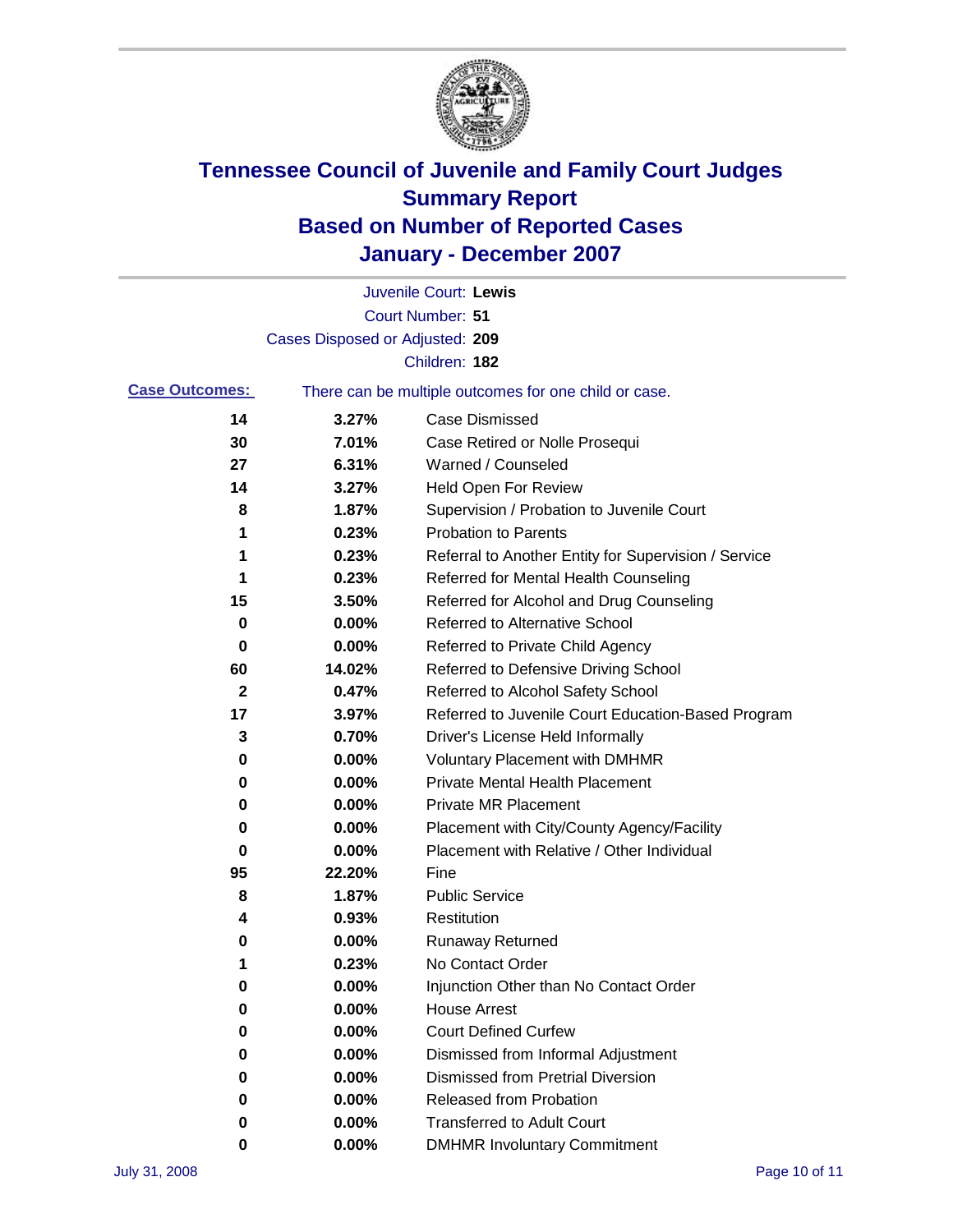# Tennessee Council of Juvenile and Family Court Judges
## Summary Report
## Based on Number of Reported Cases
## January - December 2007

Juvenile Court: **Lewis**
Court Number: **51**
Cases Disposed or Adjusted: **209**
Children: **182**

**Case Outcomes:** There can be multiple outcomes for one child or case.

| Count | Percent | Outcome |
|---|---|---|
| 14 | 3.27% | Case Dismissed |
| 30 | 7.01% | Case Retired or Nolle Prosequi |
| 27 | 6.31% | Warned / Counseled |
| 14 | 3.27% | Held Open For Review |
| 8 | 1.87% | Supervision / Probation to Juvenile Court |
| 1 | 0.23% | Probation to Parents |
| 1 | 0.23% | Referral to Another Entity for Supervision / Service |
| 1 | 0.23% | Referred for Mental Health Counseling |
| 15 | 3.50% | Referred for Alcohol and Drug Counseling |
| 0 | 0.00% | Referred to Alternative School |
| 0 | 0.00% | Referred to Private Child Agency |
| 60 | 14.02% | Referred to Defensive Driving School |
| 2 | 0.47% | Referred to Alcohol Safety School |
| 17 | 3.97% | Referred to Juvenile Court Education-Based Program |
| 3 | 0.70% | Driver's License Held Informally |
| 0 | 0.00% | Voluntary Placement with DMHMR |
| 0 | 0.00% | Private Mental Health Placement |
| 0 | 0.00% | Private MR Placement |
| 0 | 0.00% | Placement with City/County Agency/Facility |
| 0 | 0.00% | Placement with Relative / Other Individual |
| 95 | 22.20% | Fine |
| 8 | 1.87% | Public Service |
| 4 | 0.93% | Restitution |
| 0 | 0.00% | Runaway Returned |
| 1 | 0.23% | No Contact Order |
| 0 | 0.00% | Injunction Other than No Contact Order |
| 0 | 0.00% | House Arrest |
| 0 | 0.00% | Court Defined Curfew |
| 0 | 0.00% | Dismissed from Informal Adjustment |
| 0 | 0.00% | Dismissed from Pretrial Diversion |
| 0 | 0.00% | Released from Probation |
| 0 | 0.00% | Transferred to Adult Court |
| 0 | 0.00% | DMHMR Involuntary Commitment |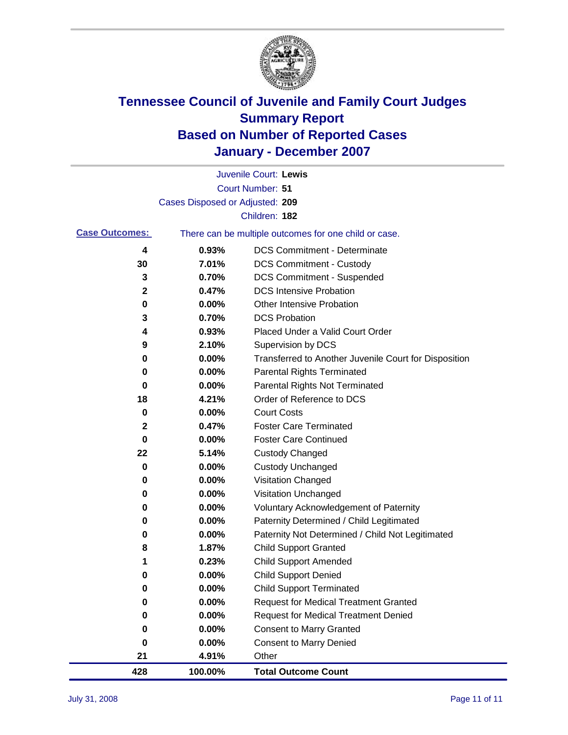# Tennessee Council of Juvenile and Family Court Judges
# Summary Report
# Based on Number of Reported Cases
# January - December 2007

Juvenile Court: **Lewis**
Court Number: **51**
Cases Disposed or Adjusted: **209**
Children: **182**

**Case Outcomes:** There can be multiple outcomes for one child or case.

| | | |
|---|---|---|
| 4 | 0.93% | DCS Commitment - Determinate |
| 30 | 7.01% | DCS Commitment - Custody |
| 3 | 0.70% | DCS Commitment - Suspended |
| 2 | 0.47% | DCS Intensive Probation |
| 0 | 0.00% | Other Intensive Probation |
| 3 | 0.70% | DCS Probation |
| 4 | 0.93% | Placed Under a Valid Court Order |
| 9 | 2.10% | Supervision by DCS |
| 0 | 0.00% | Transferred to Another Juvenile Court for Disposition |
| 0 | 0.00% | Parental Rights Terminated |
| 0 | 0.00% | Parental Rights Not Terminated |
| 18 | 4.21% | Order of Reference to DCS |
| 0 | 0.00% | Court Costs |
| 2 | 0.47% | Foster Care Terminated |
| 0 | 0.00% | Foster Care Continued |
| 22 | 5.14% | Custody Changed |
| 0 | 0.00% | Custody Unchanged |
| 0 | 0.00% | Visitation Changed |
| 0 | 0.00% | Visitation Unchanged |
| 0 | 0.00% | Voluntary Acknowledgement of Paternity |
| 0 | 0.00% | Paternity Determined / Child Legitimated |
| 0 | 0.00% | Paternity Not Determined / Child Not Legitimated |
| 8 | 1.87% | Child Support Granted |
| 1 | 0.23% | Child Support Amended |
| 0 | 0.00% | Child Support Denied |
| 0 | 0.00% | Child Support Terminated |
| 0 | 0.00% | Request for Medical Treatment Granted |
| 0 | 0.00% | Request for Medical Treatment Denied |
| 0 | 0.00% | Consent to Marry Granted |
| 0 | 0.00% | Consent to Marry Denied |
| 21 | 4.91% | Other |
| **428** | **100.00%** | **Total Outcome Count** |